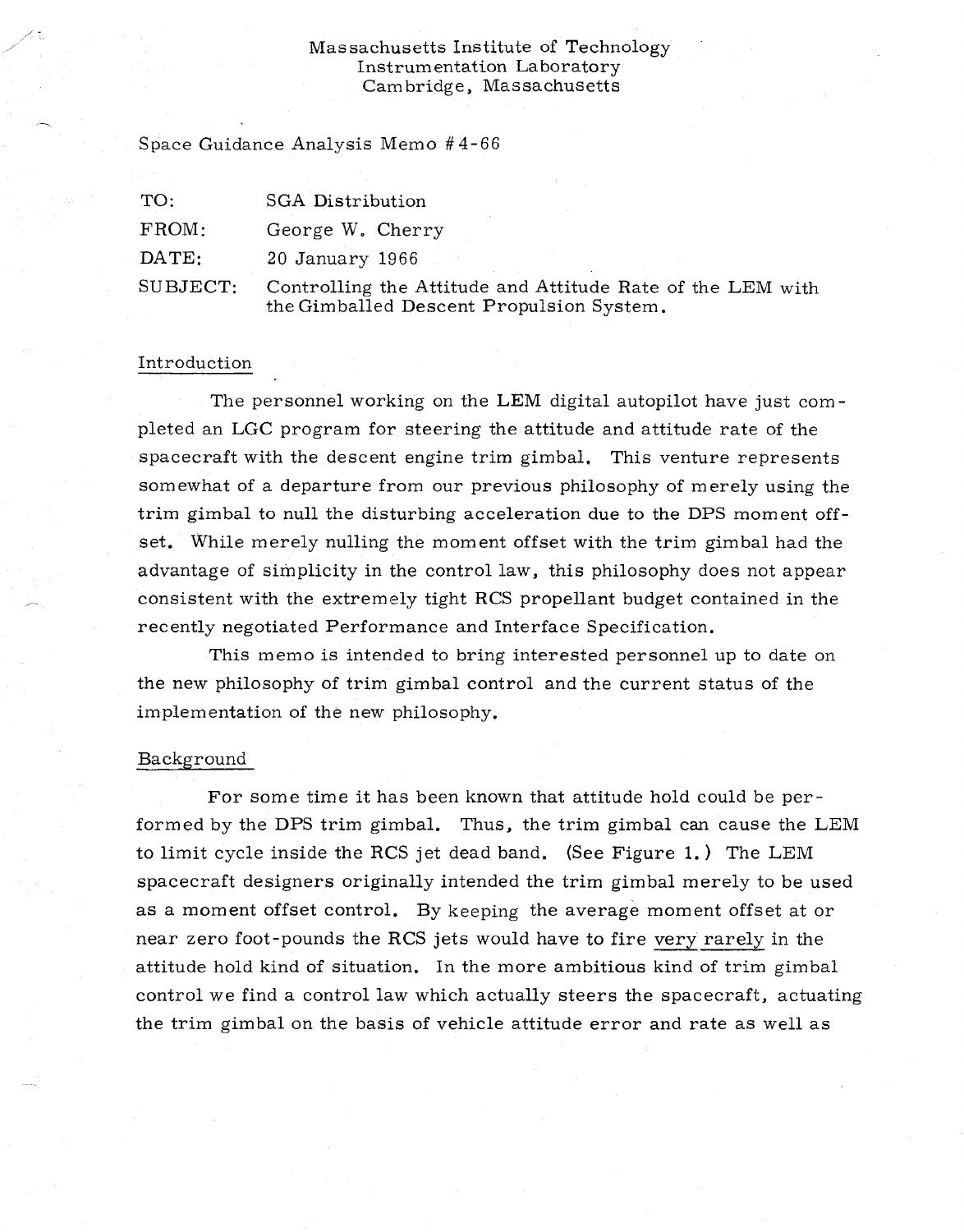Massachusetts Institute of Technology
Instrumentation Laboratory
Cambridge, Massachusetts

Space Guidance Analysis Memo #4-66

| | |
|---|---|
| TO: | SGA Distribution |
| FROM: | George W. Cherry |
| DATE: | 20 January 1966 |
| SUBJECT: | Controlling the Attitude and Attitude Rate of the LEM with the Gimballed Descent Propulsion System. |

## Introduction

The personnel working on the LEM digital autopilot have just completed an LGC program for steering the attitude and attitude rate of the spacecraft with the descent engine trim gimbal. This venture represents somewhat of a departure from our previous philosophy of merely using the trim gimbal to null the disturbing acceleration due to the DPS moment offset. While merely nulling the moment offset with the trim gimbal had the advantage of simplicity in the control law, this philosophy does not appear consistent with the extremely tight RCS propellant budget contained in the recently negotiated Performance and Interface Specification.

This memo is intended to bring interested personnel up to date on the new philosophy of trim gimbal control and the current status of the implementation of the new philosophy.

## Background

For some time it has been known that attitude hold could be performed by the DPS trim gimbal. Thus, the trim gimbal can cause the LEM to limit cycle inside the RCS jet dead band. (See Figure 1.) The LEM spacecraft designers originally intended the trim gimbal merely to be used as a moment offset control. By keeping the average moment offset at or near zero foot-pounds the RCS jets would have to fire very rarely in the attitude hold kind of situation. In the more ambitious kind of trim gimbal control we find a control law which actually steers the spacecraft, actuating the trim gimbal on the basis of vehicle attitude error and rate as well as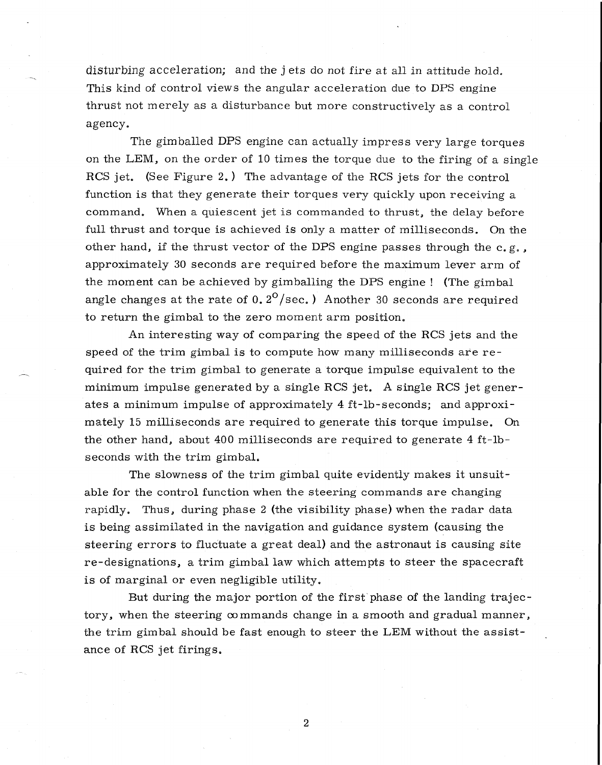disturbing acceleration; and the jets do not fire at all in attitude hold. This kind of control views the angular acceleration due to DPS engine thrust not merely as a disturbance but more constructively as a control agency.

The gimballed DPS engine can actually impress very large torques on the LEM, on the order of 10 times the torque due to the firing of a single RCS jet. (See Figure 2.) The advantage of the RCS jets for the control function is that they generate their torques very quickly upon receiving a command. When a quiescent jet is commanded to thrust, the delay before full thrust and torque is achieved is only a matter of milliseconds. On the other hand, if the thrust vector of the DPS engine passes through the c.g., approximately 30 seconds are required before the maximum lever arm of the moment can be achieved by gimballing the DPS engine ! (The gimbal angle changes at the rate of $0.2^{o}$/sec.) Another 30 seconds are required to return the gimbal to the zero moment arm position.

An interesting way of comparing the speed of the RCS jets and the speed of the trim gimbal is to compute how many milliseconds are required for the trim gimbal to generate a torque impulse equivalent to the minimum impulse generated by a single RCS jet. A single RCS jet generates a minimum impulse of approximately 4 ft-lb-seconds; and approximately 15 milliseconds are required to generate this torque impulse. On the other hand, about 400 milliseconds are required to generate 4 ft-lb-seconds with the trim gimbal.

The slowness of the trim gimbal quite evidently makes it unsuitable for the control function when the steering commands are changing rapidly. Thus, during phase 2 (the visibility phase) when the radar data is being assimilated in the navigation and guidance system (causing the steering errors to fluctuate a great deal) and the astronaut is causing site re-designations, a trim gimbal law which attempts to steer the spacecraft is of marginal or even negligible utility.

But during the major portion of the first phase of the landing trajectory, when the steering commands change in a smooth and gradual manner, the trim gimbal should be fast enough to steer the LEM without the assistance of RCS jet firings.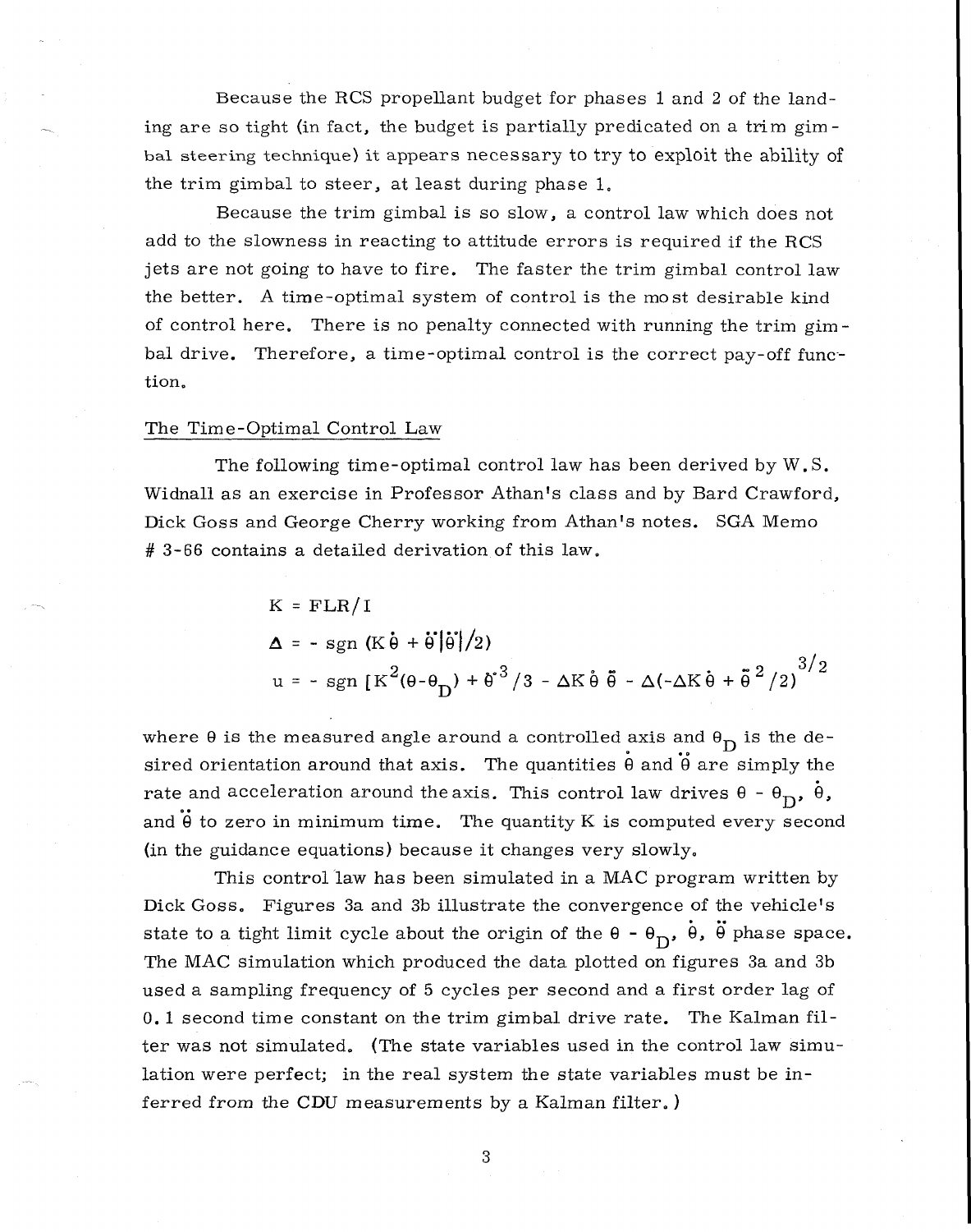Because the RCS propellant budget for phases 1 and 2 of the landing are so tight (in fact, the budget is partially predicated on a trim gimbal steering technique) it appears necessary to try to exploit the ability of the trim gimbal to steer, at least during phase 1.

Because the trim gimbal is so slow, a control law which does not add to the slowness in reacting to attitude errors is required if the RCS jets are not going to have to fire. The faster the trim gimbal control law the better. A time-optimal system of control is the most desirable kind of control here. There is no penalty connected with running the trim gimbal drive. Therefore, a time-optimal control is the correct pay-off function.

## The Time-Optimal Control Law

The following time-optimal control law has been derived by W.S. Widnall as an exercise in Professor Athan's class and by Bard Crawford, Dick Goss and George Cherry working from Athan's notes. SGA Memo # 3-66 contains a detailed derivation of this law.

$$K = FLR/I$$

$$\Delta = -\operatorname{sgn}\left(K\dot{\theta} + \ddot{\theta}|\ddot{\theta}|/2\right)$$

$$u = -\operatorname{sgn}\left[K^2(\theta-\theta_D) + \ddot{\theta}^3/3 - \Delta K\dot{\theta}\ddot{\theta} - \Delta(-\Delta K\dot{\theta} + \ddot{\theta}^2/2)^{3/2}\right]$$

where $\theta$ is the measured angle around a controlled axis and $\theta_D$ is the desired orientation around that axis. The quantities $\dot{\theta}$ and $\ddot{\theta}$ are simply the rate and acceleration around the axis. This control law drives $\theta - \theta_D$, $\dot{\theta}$, and $\ddot{\theta}$ to zero in minimum time. The quantity K is computed every second (in the guidance equations) because it changes very slowly.

This control law has been simulated in a MAC program written by Dick Goss. Figures 3a and 3b illustrate the convergence of the vehicle's state to a tight limit cycle about the origin of the $\theta - \theta_D$, $\dot{\theta}$, $\ddot{\theta}$ phase space. The MAC simulation which produced the data plotted on figures 3a and 3b used a sampling frequency of 5 cycles per second and a first order lag of 0.1 second time constant on the trim gimbal drive rate. The Kalman filter was not simulated. (The state variables used in the control law simulation were perfect; in the real system the state variables must be inferred from the CDU measurements by a Kalman filter.)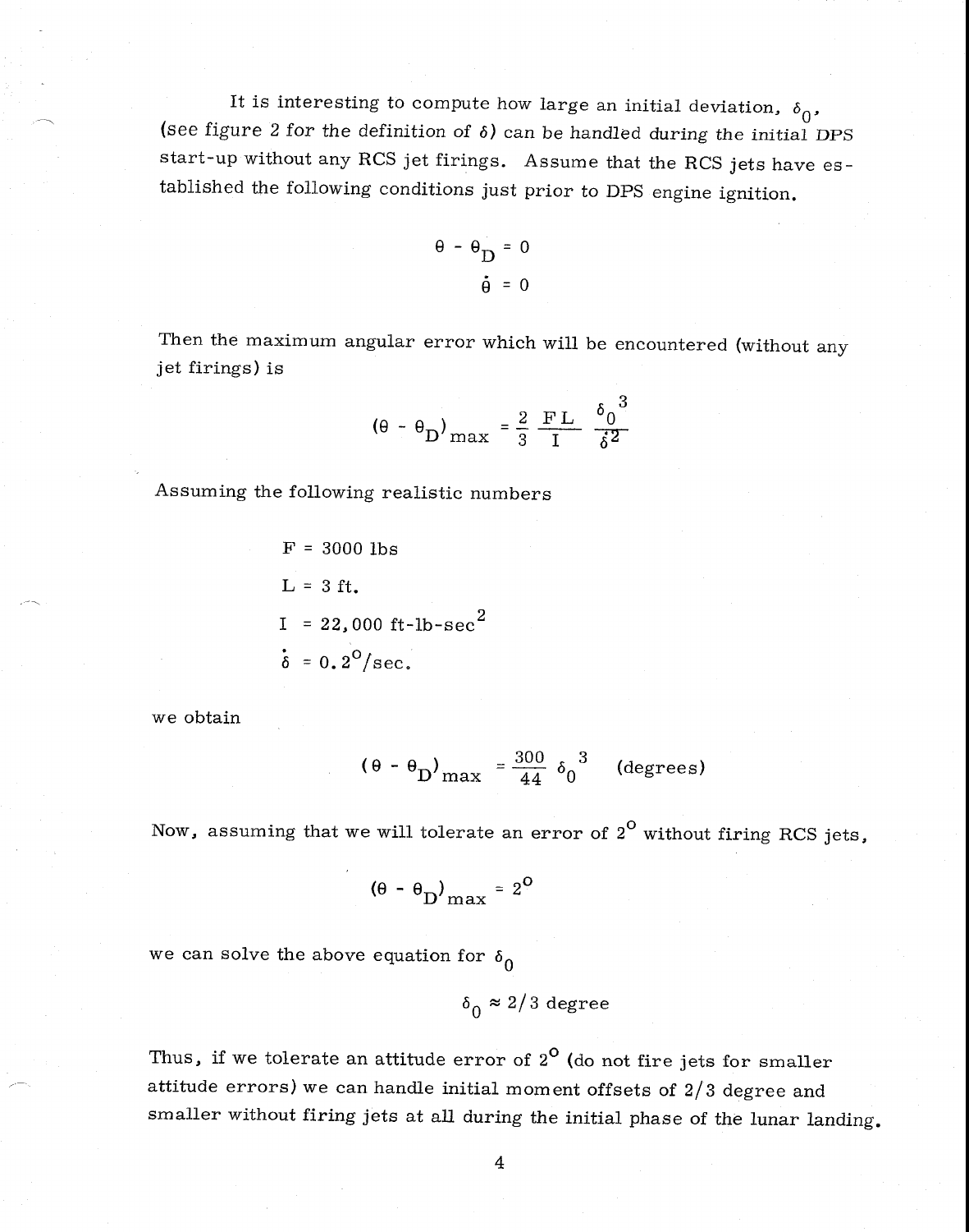It is interesting to compute how large an initial deviation, $\delta_0$, (see figure 2 for the definition of $\delta$) can be handled during the initial DPS start-up without any RCS jet firings. Assume that the RCS jets have established the following conditions just prior to DPS engine ignition.

$$\theta - \theta_D = 0$$

$$\dot{\theta} = 0$$

Then the maximum angular error which will be encountered (without any jet firings) is

$$(\theta - \theta_D)_{max} = \frac{2}{3} \frac{FL}{I} \frac{\delta_0^3}{\dot{\delta}^2}$$

Assuming the following realistic numbers

$F = 3000$ lbs

$L = 3$ ft.

$I = 22,000$ ft-lb-sec$^2$

$\dot{\delta} = 0.2^\circ$/sec.

we obtain

$$(\theta - \theta_D)_{max} = \frac{300}{44} \delta_0^3 \quad \text{(degrees)}$$

Now, assuming that we will tolerate an error of $2^\circ$ without firing RCS jets,

$$(\theta - \theta_D)_{max} = 2^\circ$$

we can solve the above equation for $\delta_0$

$$\delta_0 \approx 2/3 \text{ degree}$$

Thus, if we tolerate an attitude error of $2^\circ$ (do not fire jets for smaller attitude errors) we can handle initial moment offsets of 2/3 degree and smaller without firing jets at all during the initial phase of the lunar landing.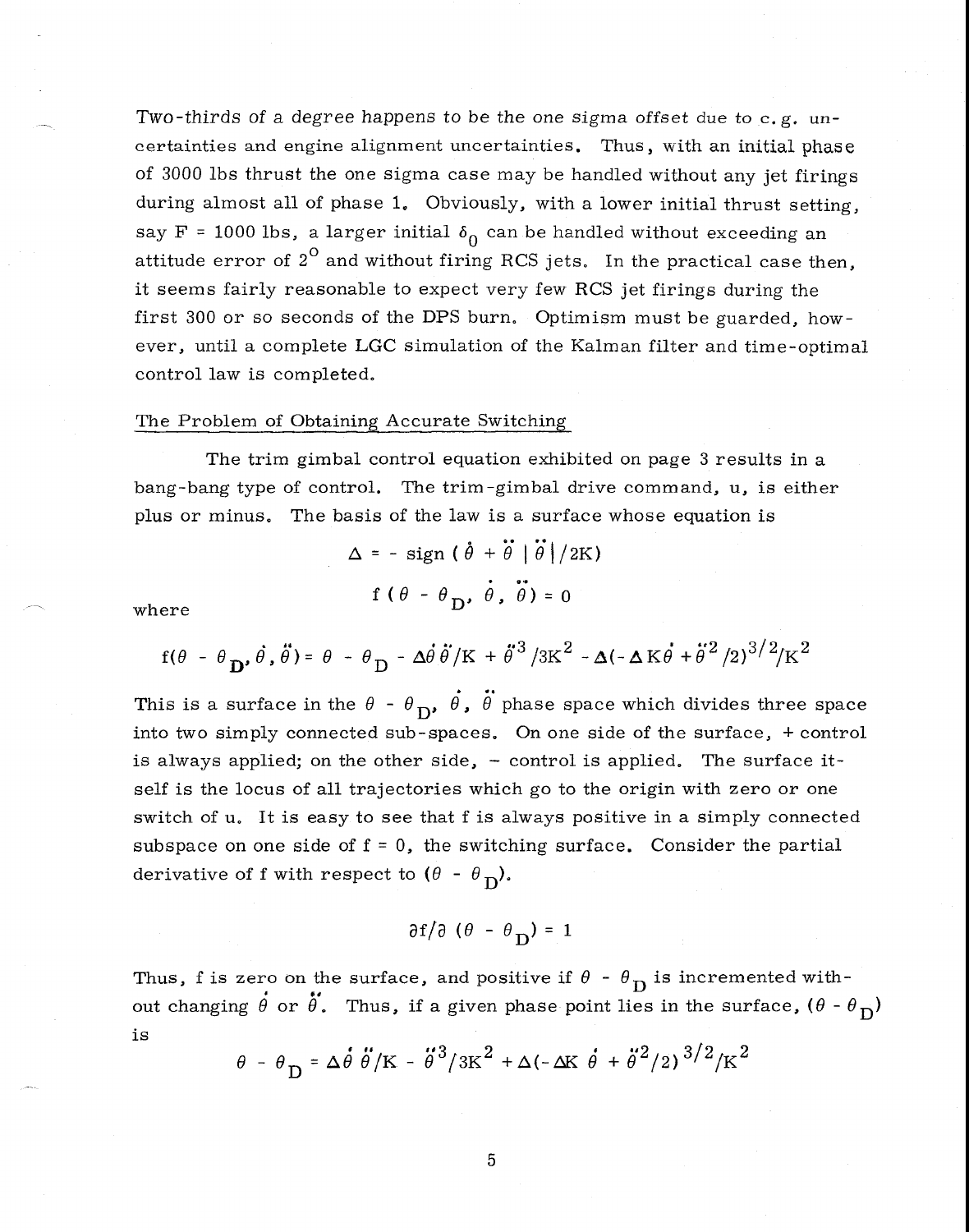Two-thirds of a degree happens to be the one sigma offset due to c. g. uncertainties and engine alignment uncertainties. Thus, with an initial phase of 3000 lbs thrust the one sigma case may be handled without any jet firings during almost all of phase 1. Obviously, with a lower initial thrust setting, say F = 1000 lbs, a larger initial $\delta_0$ can be handled without exceeding an attitude error of $2^\circ$ and without firing RCS jets. In the practical case then, it seems fairly reasonable to expect very few RCS jet firings during the first 300 or so seconds of the DPS burn. Optimism must be guarded, however, until a complete LGC simulation of the Kalman filter and time-optimal control law is completed.

## The Problem of Obtaining Accurate Switching

The trim gimbal control equation exhibited on page 3 results in a bang-bang type of control. The trim-gimbal drive command, u, is either plus or minus. The basis of the law is a surface whose equation is

$$\Delta = - \text{sign} \, (\dot{\theta} + \ddot{\theta} \, | \ddot{\theta} | / 2K)$$

$$f \, (\theta - \theta_D, \dot{\theta}, \ddot{\theta}) = 0$$

where

$$f(\theta - \theta_D, \dot{\theta}, \ddot{\theta}) = \theta - \theta_D - \Delta \dot{\theta} \ddot{\theta} / K + \ddot{\theta}^3 / 3K^2 - \Delta(-\Delta K \dot{\theta} + \ddot{\theta}^2 / 2)^{3/2} / K^2$$

This is a surface in the $\theta - \theta_D$, $\dot{\theta}$, $\ddot{\theta}$ phase space which divides three space into two simply connected sub-spaces. On one side of the surface, + control is always applied; on the other side, − control is applied. The surface itself is the locus of all trajectories which go to the origin with zero or one switch of u. It is easy to see that f is always positive in a simply connected subspace on one side of f = 0, the switching surface. Consider the partial derivative of f with respect to $(\theta - \theta_D)$.

$$\partial f / \partial \, (\theta - \theta_D) = 1$$

Thus, f is zero on the surface, and positive if $\theta - \theta_D$ is incremented without changing $\dot{\theta}$ or $\ddot{\theta}$. Thus, if a given phase point lies in the surface, $(\theta - \theta_D)$ is

$$\theta - \theta_D = \Delta \dot{\theta} \ddot{\theta} / K - \ddot{\theta}^3 / 3K^2 + \Delta(-\Delta K \dot{\theta} + \ddot{\theta}^2 / 2)^{3/2} / K^2$$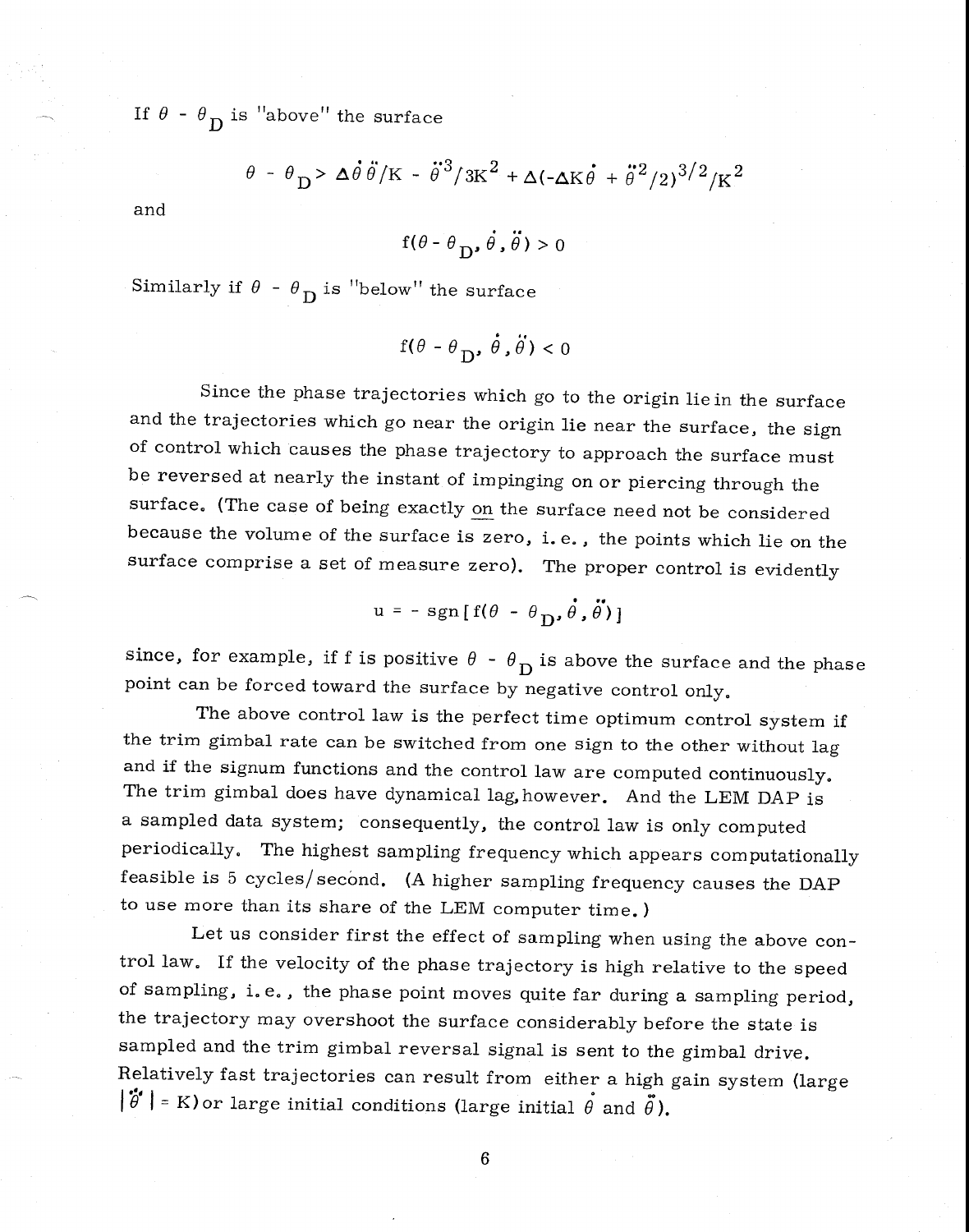If $\theta - \theta_D$ is "above" the surface

$$\theta - \theta_D > \Delta\dot{\theta}\ddot{\theta}/K - \ddot{\theta}^3/3K^2 + \Delta(-\Delta K\dot{\theta} + \ddot{\theta}^2/2)^{3/2}/K^2$$

and

$$f(\theta - \theta_D, \dot{\theta}, \ddot{\theta}) > 0$$

Similarly if $\theta - \theta_D$ is "below" the surface

$$f(\theta - \theta_D, \dot{\theta}, \ddot{\theta}) < 0$$

Since the phase trajectories which go to the origin lie in the surface and the trajectories which go near the origin lie near the surface, the sign of control which causes the phase trajectory to approach the surface must be reversed at nearly the instant of impinging on or piercing through the surface. (The case of being exactly <u>on</u> the surface need not be considered because the volume of the surface is zero, i.e., the points which lie on the surface comprise a set of measure zero). The proper control is evidently

$$u = -\operatorname{sgn}[f(\theta - \theta_D, \dot{\theta}, \ddot{\theta})]$$

since, for example, if f is positive $\theta - \theta_D$ is above the surface and the phase point can be forced toward the surface by negative control only.

The above control law is the perfect time optimum control system if the trim gimbal rate can be switched from one sign to the other without lag and if the signum functions and the control law are computed continuously. The trim gimbal does have dynamical lag, however. And the LEM DAP is a sampled data system; consequently, the control law is only computed periodically. The highest sampling frequency which appears computationally feasible is 5 cycles/second. (A higher sampling frequency causes the DAP to use more than its share of the LEM computer time.)

Let us consider first the effect of sampling when using the above control law. If the velocity of the phase trajectory is high relative to the speed of sampling, i.e., the phase point moves quite far during a sampling period, the trajectory may overshoot the surface considerably before the state is sampled and the trim gimbal reversal signal is sent to the gimbal drive. Relatively fast trajectories can result from either a high gain system (large $|\dddot{\theta}| = K$) or large initial conditions (large initial $\dot{\theta}$ and $\ddot{\theta}$).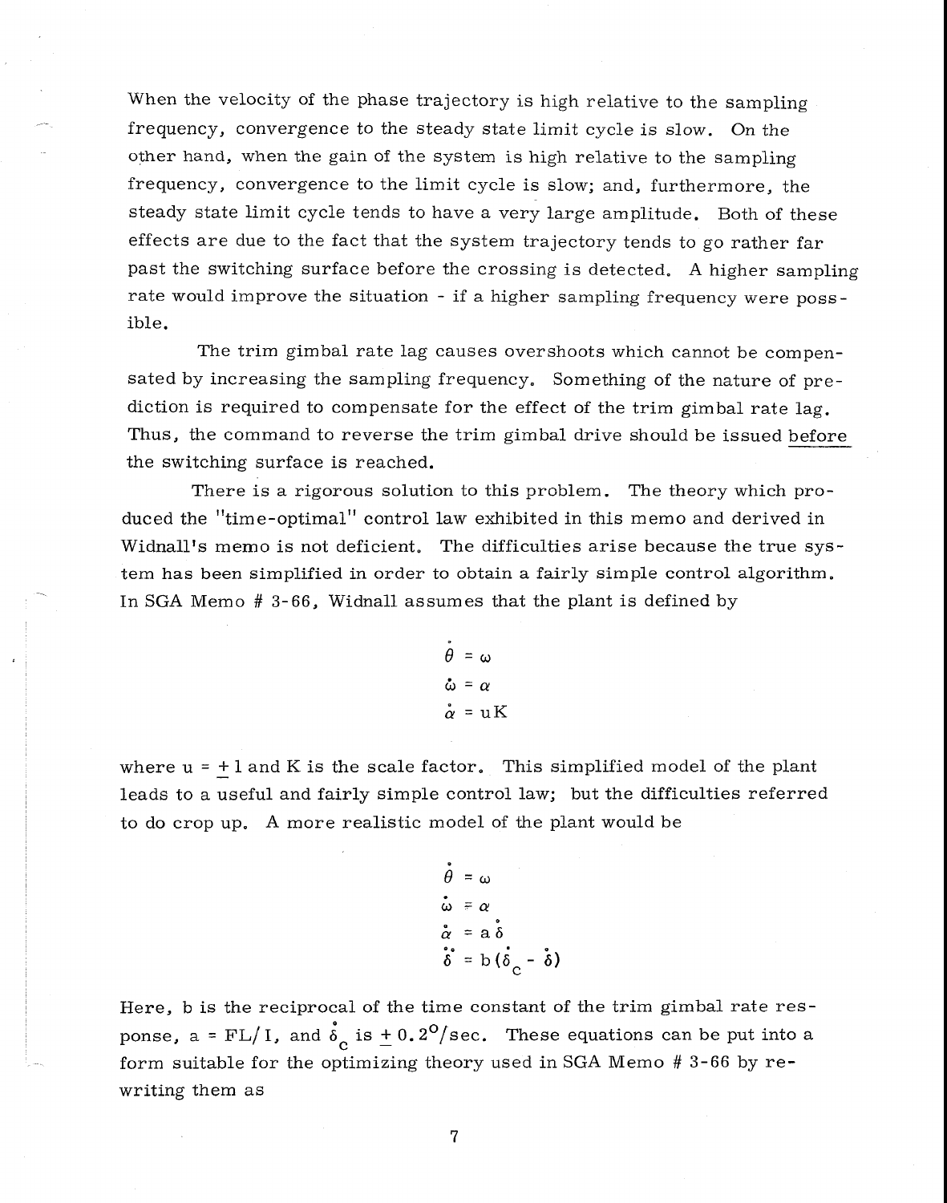When the velocity of the phase trajectory is high relative to the sampling frequency, convergence to the steady state limit cycle is slow. On the other hand, when the gain of the system is high relative to the sampling frequency, convergence to the limit cycle is slow; and, furthermore, the steady state limit cycle tends to have a very large amplitude. Both of these effects are due to the fact that the system trajectory tends to go rather far past the switching surface before the crossing is detected. A higher sampling rate would improve the situation - if a higher sampling frequency were possible.

The trim gimbal rate lag causes overshoots which cannot be compensated by increasing the sampling frequency. Something of the nature of prediction is required to compensate for the effect of the trim gimbal rate lag. Thus, the command to reverse the trim gimbal drive should be issued <u>before</u> the switching surface is reached.

There is a rigorous solution to this problem. The theory which produced the "time-optimal" control law exhibited in this memo and derived in Widnall's memo is not deficient. The difficulties arise because the true system has been simplified in order to obtain a fairly simple control algorithm. In SGA Memo # 3-66, Widnall assumes that the plant is defined by

$$\dot{\theta} = \omega$$
$$\dot{\omega} = \alpha$$
$$\dot{\alpha} = uK$$

where $u = \pm 1$ and K is the scale factor. This simplified model of the plant leads to a useful and fairly simple control law; but the difficulties referred to do crop up. A more realistic model of the plant would be

$$\dot{\theta} = \omega$$
$$\dot{\omega} = \alpha$$
$$\dot{\alpha} = a\,\dot{\delta}$$
$$\ddot{\delta} = b(\dot{\delta}_c - \dot{\delta})$$

Here, b is the reciprocal of the time constant of the trim gimbal rate response, $a = FL/I$, and $\dot{\delta}_c$ is $\pm 0.2^o/\text{sec}$. These equations can be put into a form suitable for the optimizing theory used in SGA Memo # 3-66 by rewriting them as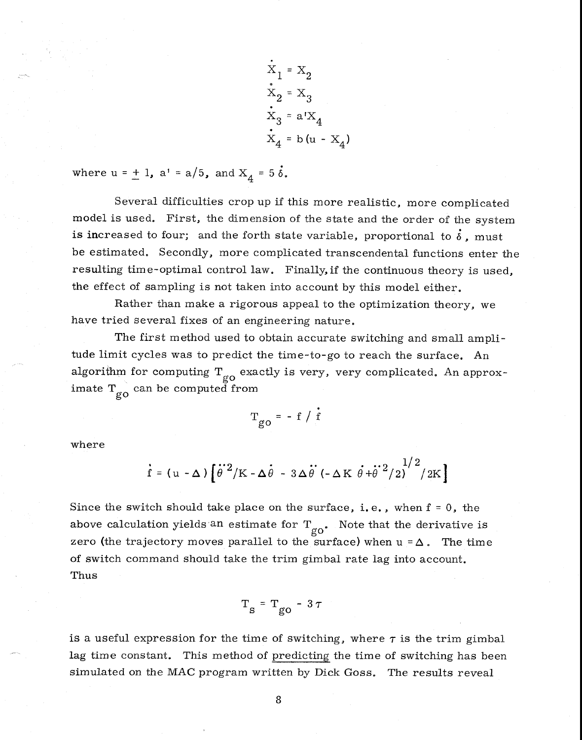$$\dot{X}_1 = X_2$$
$$\dot{X}_2 = X_3$$
$$\dot{X}_3 = a' X_4$$
$$\dot{X}_4 = b(u - X_4)$$

where $u = \pm 1$, $a' = a/5$, and $X_4 = 5\dot{\delta}$.

Several difficulties crop up if this more realistic, more complicated model is used. First, the dimension of the state and the order of the system is increased to four; and the forth state variable, proportional to $\dot{\delta}$, must be estimated. Secondly, more complicated transcendental functions enter the resulting time-optimal control law. Finally, if the continuous theory is used, the effect of sampling is not taken into account by this model either.

Rather than make a rigorous appeal to the optimization theory, we have tried several fixes of an engineering nature.

The first method used to obtain accurate switching and small amplitude limit cycles was to predict the time-to-go to reach the surface. An algorithm for computing $T_{go}$ exactly is very, very complicated. An approximate $T_{go}$ can be computed from

$$T_{go} = - f / \dot{f}$$

where

$$\dot{f} = (u - \Delta)\left[\ddot{\theta}^2/K - \Delta\dot{\theta} - 3\Delta\ddot{\theta}\left(-\Delta K\,\dot{\theta} + \ddot{\theta}^2/2\right)^{1/2}/2K\right]$$

Since the switch should take place on the surface, i.e., when $f = 0$, the above calculation yields an estimate for $T_{go}$. Note that the derivative is zero (the trajectory moves parallel to the surface) when $u = \Delta$. The time of switch command should take the trim gimbal rate lag into account. Thus

$$T_s = T_{go} - 3\tau$$

is a useful expression for the time of switching, where $\tau$ is the trim gimbal lag time constant. This method of predicting the time of switching has been simulated on the MAC program written by Dick Goss. The results reveal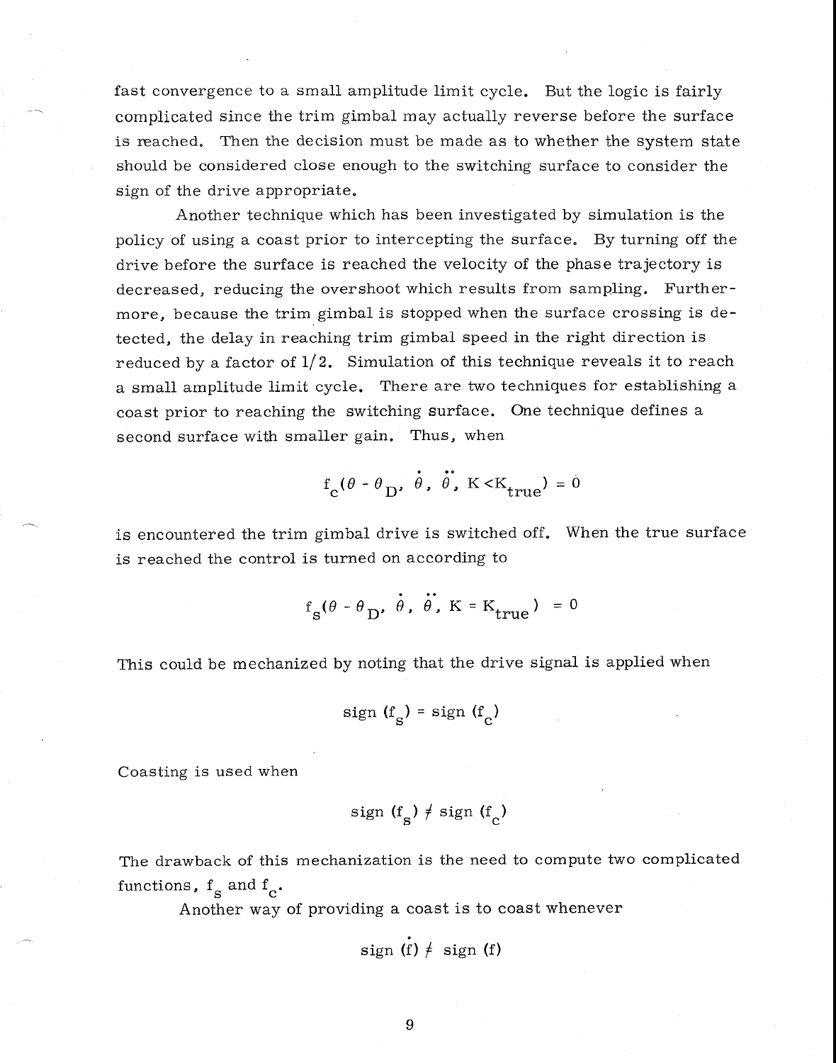fast convergence to a small amplitude limit cycle. But the logic is fairly complicated since the trim gimbal may actually reverse before the surface is reached. Then the decision must be made as to whether the system state should be considered close enough to the switching surface to consider the sign of the drive appropriate.

Another technique which has been investigated by simulation is the policy of using a coast prior to intercepting the surface. By turning off the drive before the surface is reached the velocity of the phase trajectory is decreased, reducing the overshoot which results from sampling. Furthermore, because the trim gimbal is stopped when the surface crossing is detected, the delay in reaching trim gimbal speed in the right direction is reduced by a factor of 1/2. Simulation of this technique reveals it to reach a small amplitude limit cycle. There are two techniques for establishing a coast prior to reaching the switching surface. One technique defines a second surface with smaller gain. Thus, when

$$f_c(\theta - \theta_D, \dot{\theta}, \ddot{\theta}, K < K_{true}) = 0$$

is encountered the trim gimbal drive is switched off. When the true surface is reached the control is turned on according to

$$f_s(\theta - \theta_D, \dot{\theta}, \ddot{\theta}, K = K_{true}) = 0$$

This could be mechanized by noting that the drive signal is applied when

$$\text{sign}(f_s) = \text{sign}(f_c)$$

Coasting is used when

$$\text{sign}(f_s) \neq \text{sign}(f_c)$$

The drawback of this mechanization is the need to compute two complicated functions, $f_s$ and $f_c$.

Another way of providing a coast is to coast whenever

$$\text{sign}(\dot{f}) \neq \text{sign}(f)$$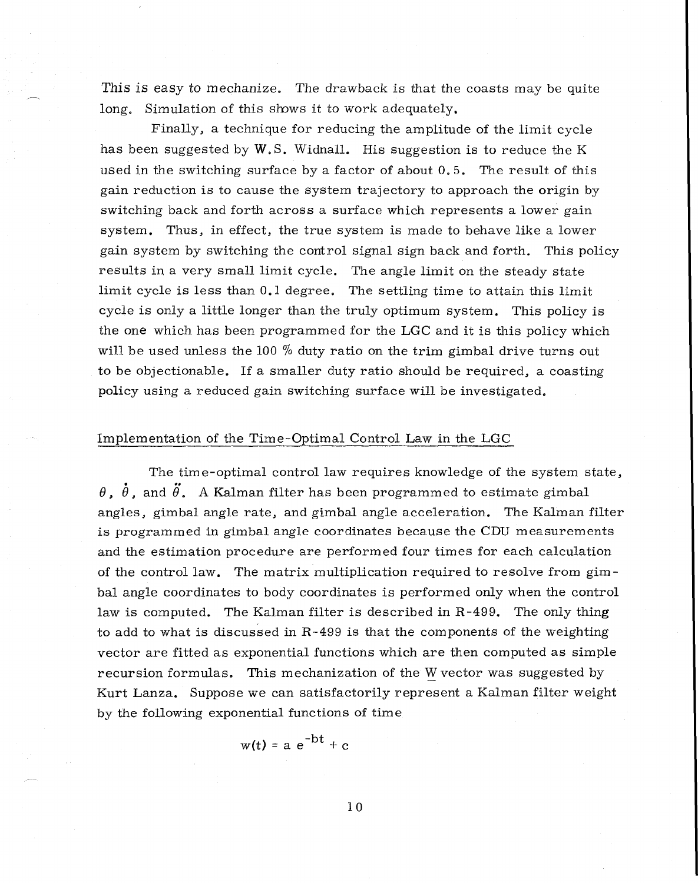This is easy to mechanize. The drawback is that the coasts may be quite long. Simulation of this shows it to work adequately.

Finally, a technique for reducing the amplitude of the limit cycle has been suggested by W.S. Widnall. His suggestion is to reduce the K used in the switching surface by a factor of about 0.5. The result of this gain reduction is to cause the system trajectory to approach the origin by switching back and forth across a surface which represents a lower gain system. Thus, in effect, the true system is made to behave like a lower gain system by switching the control signal sign back and forth. This policy results in a very small limit cycle. The angle limit on the steady state limit cycle is less than 0.1 degree. The settling time to attain this limit cycle is only a little longer than the truly optimum system. This policy is the one which has been programmed for the LGC and it is this policy which will be used unless the 100 % duty ratio on the trim gimbal drive turns out to be objectionable. If a smaller duty ratio should be required, a coasting policy using a reduced gain switching surface will be investigated.

## Implementation of the Time-Optimal Control Law in the LGC

The time-optimal control law requires knowledge of the system state, $\theta$, $\dot{\theta}$, and $\ddot{\theta}$. A Kalman filter has been programmed to estimate gimbal angles, gimbal angle rate, and gimbal angle acceleration. The Kalman filter is programmed in gimbal angle coordinates because the CDU measurements and the estimation procedure are performed four times for each calculation of the control law. The matrix multiplication required to resolve from gimbal angle coordinates to body coordinates is performed only when the control law is computed. The Kalman filter is described in R-499. The only thing to add to what is discussed in R-499 is that the components of the weighting vector are fitted as exponential functions which are then computed as simple recursion formulas. This mechanization of the $\underline{W}$ vector was suggested by Kurt Lanza. Suppose we can satisfactorily represent a Kalman filter weight by the following exponential functions of time

$$w(t) = a\,e^{-bt} + c$$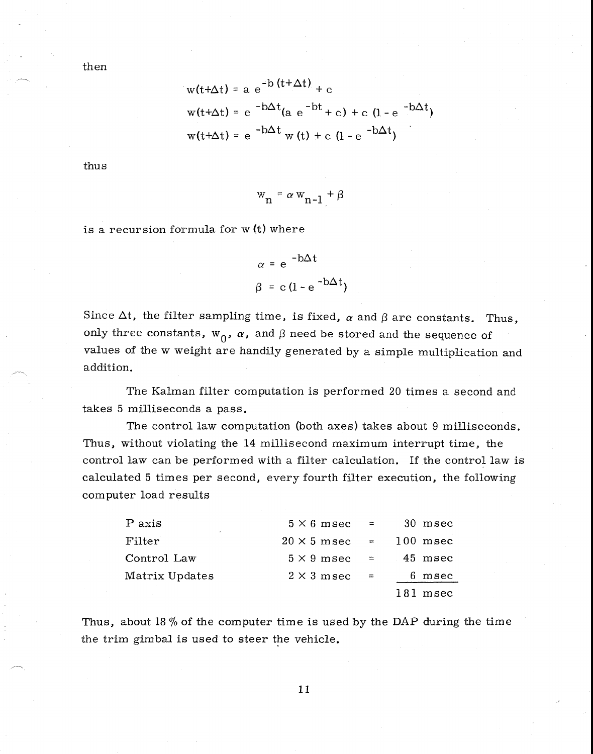then

$$w(t+\Delta t) = a\, e^{-b\,(t+\Delta t)} + c$$

$$w(t+\Delta t) = e^{-b\Delta t}(a\, e^{-bt} + c) + c\,(1 - e^{-b\Delta t})$$

$$w(t+\Delta t) = e^{-b\Delta t}\, w\,(t) + c\,(1 - e^{-b\Delta t})$$

thus

$$w_n = \alpha\, w_{n-1} + \beta$$

is a recursion formula for w (t) where

$$\alpha = e^{-b\Delta t}$$

$$\beta = c\,(1 - e^{-b\Delta t})$$

Since $\Delta t$, the filter sampling time, is fixed, $\alpha$ and $\beta$ are constants. Thus, only three constants, $w_0$, $\alpha$, and $\beta$ need be stored and the sequence of values of the w weight are handily generated by a simple multiplication and addition.

The Kalman filter computation is performed 20 times a second and takes 5 milliseconds a pass.

The control law computation (both axes) takes about 9 milliseconds. Thus, without violating the 14 millisecond maximum interrupt time, the control law can be performed with a filter calculation. If the control law is calculated 5 times per second, every fourth filter execution, the following computer load results

| | | | |
|---|---|---|---|
| P axis | 5 × 6 msec | = | 30 msec |
| Filter | 20 × 5 msec | = | 100 msec |
| Control Law | 5 × 9 msec | = | 45 msec |
| Matrix Updates | 2 × 3 msec | = | 6 msec |
| | | | 181 msec |

Thus, about 18 % of the computer time is used by the DAP during the time the trim gimbal is used to steer the vehicle.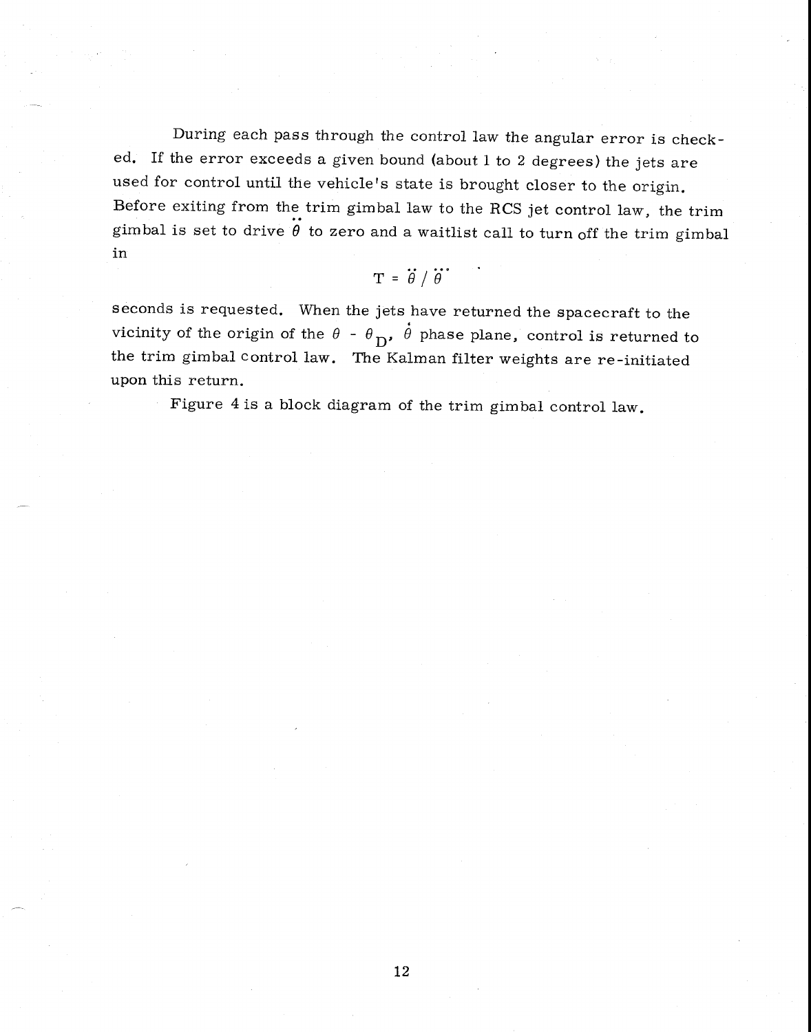During each pass through the control law the angular error is checked. If the error exceeds a given bound (about 1 to 2 degrees) the jets are used for control until the vehicle's state is brought closer to the origin. Before exiting from the trim gimbal law to the RCS jet control law, the trim gimbal is set to drive $\ddot{\theta}$ to zero and a waitlist call to turn off the trim gimbal in

$$T = \ddot{\theta} / \dddot{\theta}$$

seconds is requested. When the jets have returned the spacecraft to the vicinity of the origin of the $\theta - \theta_D$, $\dot{\theta}$ phase plane, control is returned to the trim gimbal control law. The Kalman filter weights are re-initiated upon this return.

Figure 4 is a block diagram of the trim gimbal control law.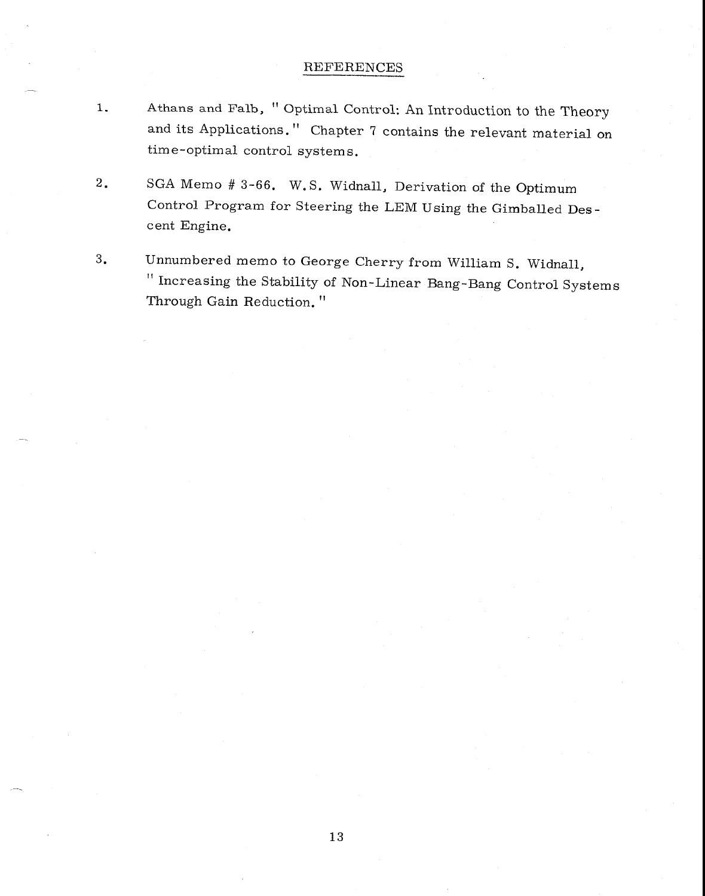## REFERENCES

1. Athans and Falb, " Optimal Control: An Introduction to the Theory and its Applications." Chapter 7 contains the relevant material on time-optimal control systems.

2. SGA Memo # 3-66. W.S. Widnall, Derivation of the Optimum Control Program for Steering the LEM Using the Gimballed Descent Engine.

3. Unnumbered memo to George Cherry from William S. Widnall, " Increasing the Stability of Non-Linear Bang-Bang Control Systems Through Gain Reduction. "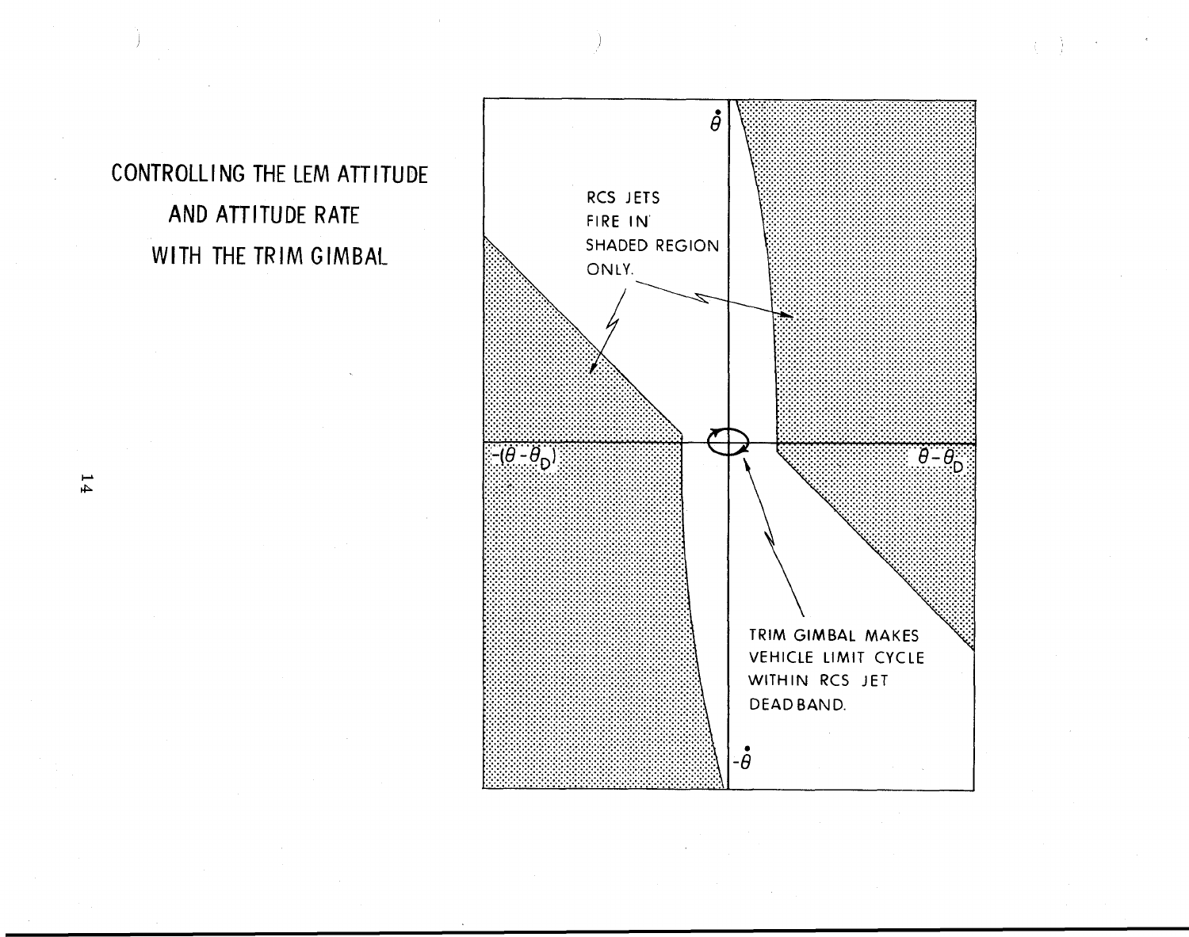# CONTROLLING THE LEM ATTITUDE AND ATTITUDE RATE WITH THE TRIM GIMBAL

$\dot{\theta}$

RCS JETS FIRE IN SHADED REGION ONLY.

$-(\theta - \theta_D)$

$\theta - \theta_D$

TRIM GIMBAL MAKES VEHICLE LIMIT CYCLE WITHIN RCS JET DEAD BAND.

$-\dot{\theta}$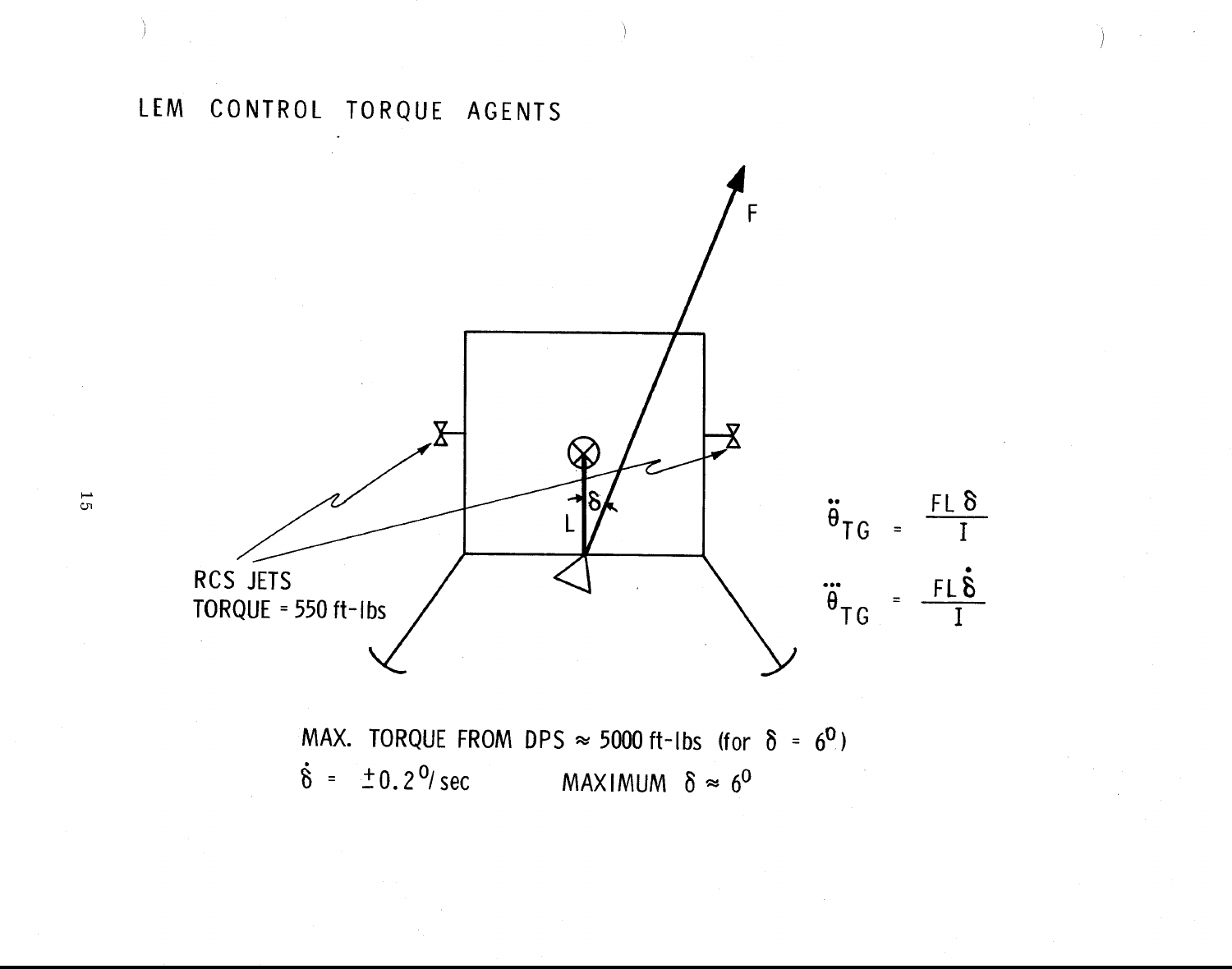# LEM CONTROL TORQUE AGENTS

F

L

$\delta$

RCS JETS
TORQUE = 550 ft-lbs

$$\ddot{\theta}_{TG} = \frac{FL\delta}{I}$$

$$\dddot{\theta}_{TG} = \frac{FL\dot{\delta}}{I}$$

MAX. TORQUE FROM DPS ≈ 5000 ft-lbs (for $\delta = 6^0$)

$\dot{\delta} = \pm 0.2^0/\text{sec}$ MAXIMUM $\delta \approx 6^0$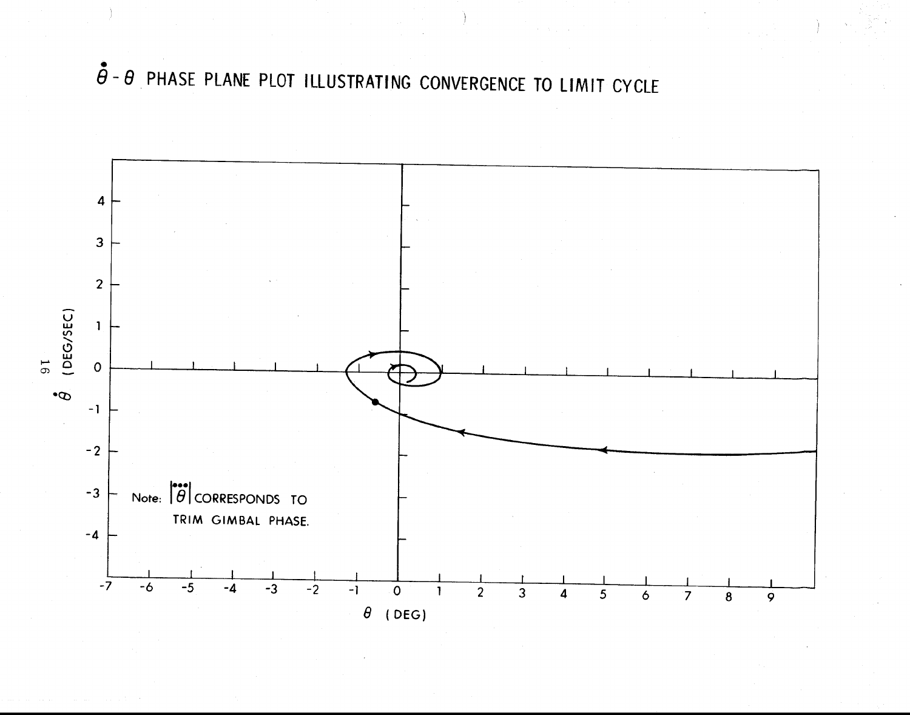# $\dot{\theta} - \theta$ PHASE PLANE PLOT ILLUSTRATING CONVERGENCE TO LIMIT CYCLE

Note: $|\dddot{\theta}|$ CORRESPONDS TO TRIM GIMBAL PHASE.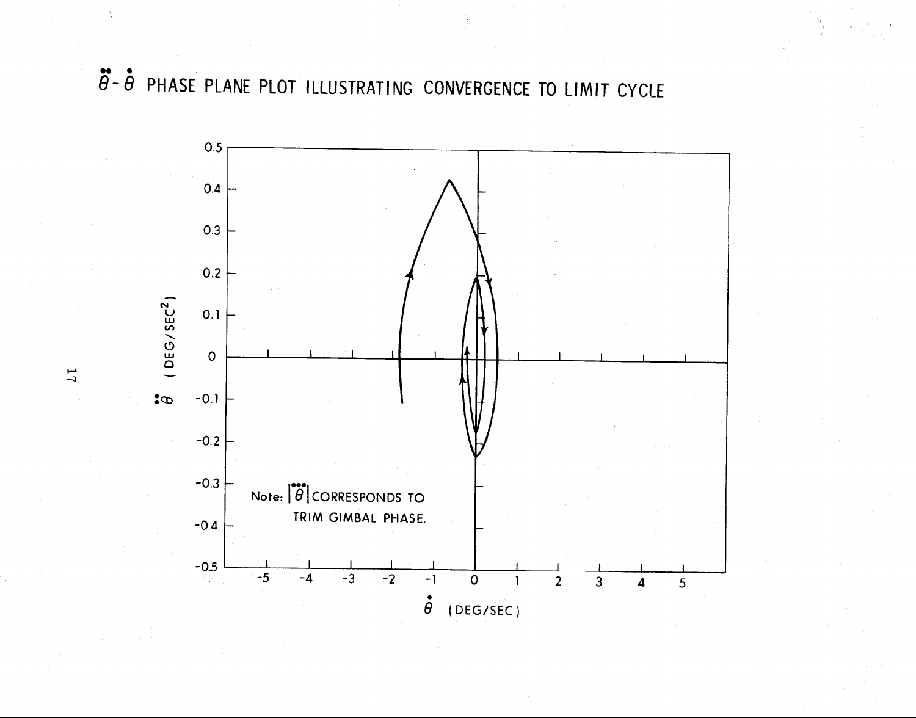# $\ddot{\theta}$ - $\dot{\theta}$ PHASE PLANE PLOT ILLUSTRATING CONVERGENCE TO LIMIT CYCLE

$\ddot{\theta}$ (DEG/SEC$^2$)

$\dot{\theta}$ (DEG/SEC)

Note: $|\dddot{\theta}|$ CORRESPONDS TO TRIM GIMBAL PHASE.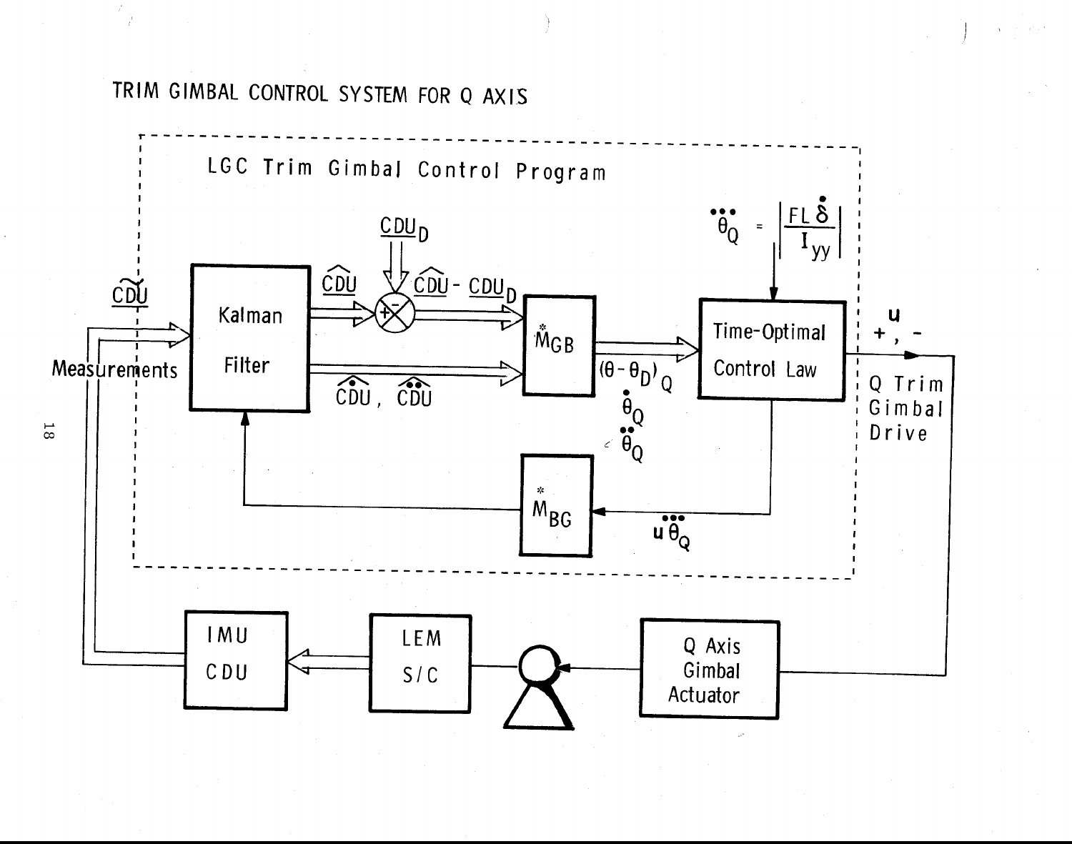# TRIM GIMBAL CONTROL SYSTEM FOR Q AXIS

LGC Trim Gimbal Control Program

$\widetilde{CDU}$

Measurements

Kalman Filter

$\widehat{CDU}$

$CDU_D$

$\widehat{CDU} - CDU_D$

$\hat{\dot{CDU}}$, $\hat{\ddot{CDU}}$

$\overset{*}{M}_{GB}$

$(\theta - \theta_D)_Q$

$\dot{\theta}_Q$

$\ddot{\theta}_Q$

$\dddot{\theta}_Q = \left| \frac{FL\dot{\delta}}{I_{yy}} \right|$

Time-Optimal Control Law

$u$

+ , -

Q Trim Gimbal Drive

$\overset{*}{M}_{BG}$

$u\dddot{\theta}_Q$

IMU CDU

LEM S/C

Q Axis Gimbal Actuator